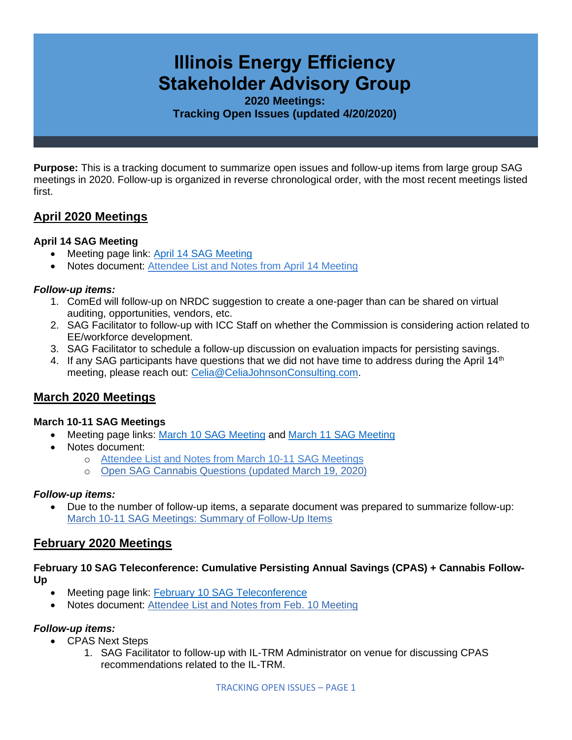# Illinois Energy Efficiency Stakeholder Advisory Group

**2020 Meetings:**
**Tracking Open Issues (updated 4/20/2020)**

**Purpose:** This is a tracking document to summarize open issues and follow-up items from large group SAG meetings in 2020. Follow-up is organized in reverse chronological order, with the most recent meetings listed first.

## April 2020 Meetings

### April 14 SAG Meeting

- Meeting page link: April 14 SAG Meeting
- Notes document: Attendee List and Notes from April 14 Meeting

***Follow-up items:***

1. ComEd will follow-up on NRDC suggestion to create a one-pager than can be shared on virtual auditing, opportunities, vendors, etc.
2. SAG Facilitator to follow-up with ICC Staff on whether the Commission is considering action related to EE/workforce development.
3. SAG Facilitator to schedule a follow-up discussion on evaluation impacts for persisting savings.
4. If any SAG participants have questions that we did not have time to address during the April 14th meeting, please reach out: Celia@CeliaJohnsonConsulting.com.

## March 2020 Meetings

### March 10-11 SAG Meetings

- Meeting page links: March 10 SAG Meeting and March 11 SAG Meeting
- Notes document:
  - Attendee List and Notes from March 10-11 SAG Meetings
  - Open SAG Cannabis Questions (updated March 19, 2020)

***Follow-up items:***

- Due to the number of follow-up items, a separate document was prepared to summarize follow-up: March 10-11 SAG Meetings: Summary of Follow-Up Items

## February 2020 Meetings

### February 10 SAG Teleconference: Cumulative Persisting Annual Savings (CPAS) + Cannabis Follow-Up

- Meeting page link: February 10 SAG Teleconference
- Notes document: Attendee List and Notes from Feb. 10 Meeting

***Follow-up items:***

- CPAS Next Steps
  1. SAG Facilitator to follow-up with IL-TRM Administrator on venue for discussing CPAS recommendations related to the IL-TRM.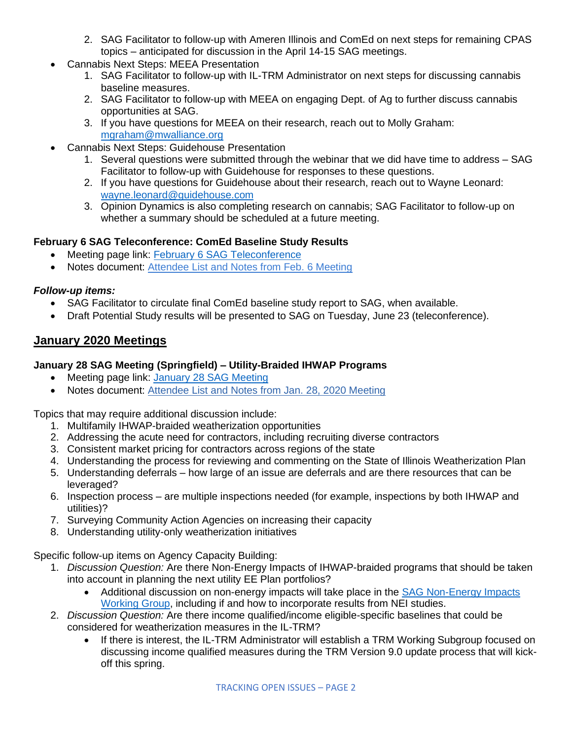2. SAG Facilitator to follow-up with Ameren Illinois and ComEd on next steps for remaining CPAS topics – anticipated for discussion in the April 14-15 SAG meetings.
- Cannabis Next Steps: MEEA Presentation
   1. SAG Facilitator to follow-up with IL-TRM Administrator on next steps for discussing cannabis baseline measures.
   2. SAG Facilitator to follow-up with MEEA on engaging Dept. of Ag to further discuss cannabis opportunities at SAG.
   3. If you have questions for MEEA on their research, reach out to Molly Graham: mgraham@mwalliance.org
- Cannabis Next Steps: Guidehouse Presentation
   1. Several questions were submitted through the webinar that we did have time to address – SAG Facilitator to follow-up with Guidehouse for responses to these questions.
   2. If you have questions for Guidehouse about their research, reach out to Wayne Leonard: wayne.leonard@guidehouse.com
   3. Opinion Dynamics is also completing research on cannabis; SAG Facilitator to follow-up on whether a summary should be scheduled at a future meeting.

### February 6 SAG Teleconference: ComEd Baseline Study Results

- Meeting page link: February 6 SAG Teleconference
- Notes document: Attendee List and Notes from Feb. 6 Meeting

***Follow-up items:***

- SAG Facilitator to circulate final ComEd baseline study report to SAG, when available.
- Draft Potential Study results will be presented to SAG on Tuesday, June 23 (teleconference).

## January 2020 Meetings

### January 28 SAG Meeting (Springfield) – Utility-Braided IHWAP Programs

- Meeting page link: January 28 SAG Meeting
- Notes document: Attendee List and Notes from Jan. 28, 2020 Meeting

Topics that may require additional discussion include:

1. Multifamily IHWAP-braided weatherization opportunities
2. Addressing the acute need for contractors, including recruiting diverse contractors
3. Consistent market pricing for contractors across regions of the state
4. Understanding the process for reviewing and commenting on the State of Illinois Weatherization Plan
5. Understanding deferrals – how large of an issue are deferrals and are there resources that can be leveraged?
6. Inspection process – are multiple inspections needed (for example, inspections by both IHWAP and utilities)?
7. Surveying Community Action Agencies on increasing their capacity
8. Understanding utility-only weatherization initiatives

Specific follow-up items on Agency Capacity Building:

1. *Discussion Question:* Are there Non-Energy Impacts of IHWAP-braided programs that should be taken into account in planning the next utility EE Plan portfolios?
   - Additional discussion on non-energy impacts will take place in the SAG Non-Energy Impacts Working Group, including if and how to incorporate results from NEI studies.
2. *Discussion Question:* Are there income qualified/income eligible-specific baselines that could be considered for weatherization measures in the IL-TRM?
   - If there is interest, the IL-TRM Administrator will establish a TRM Working Subgroup focused on discussing income qualified measures during the TRM Version 9.0 update process that will kick-off this spring.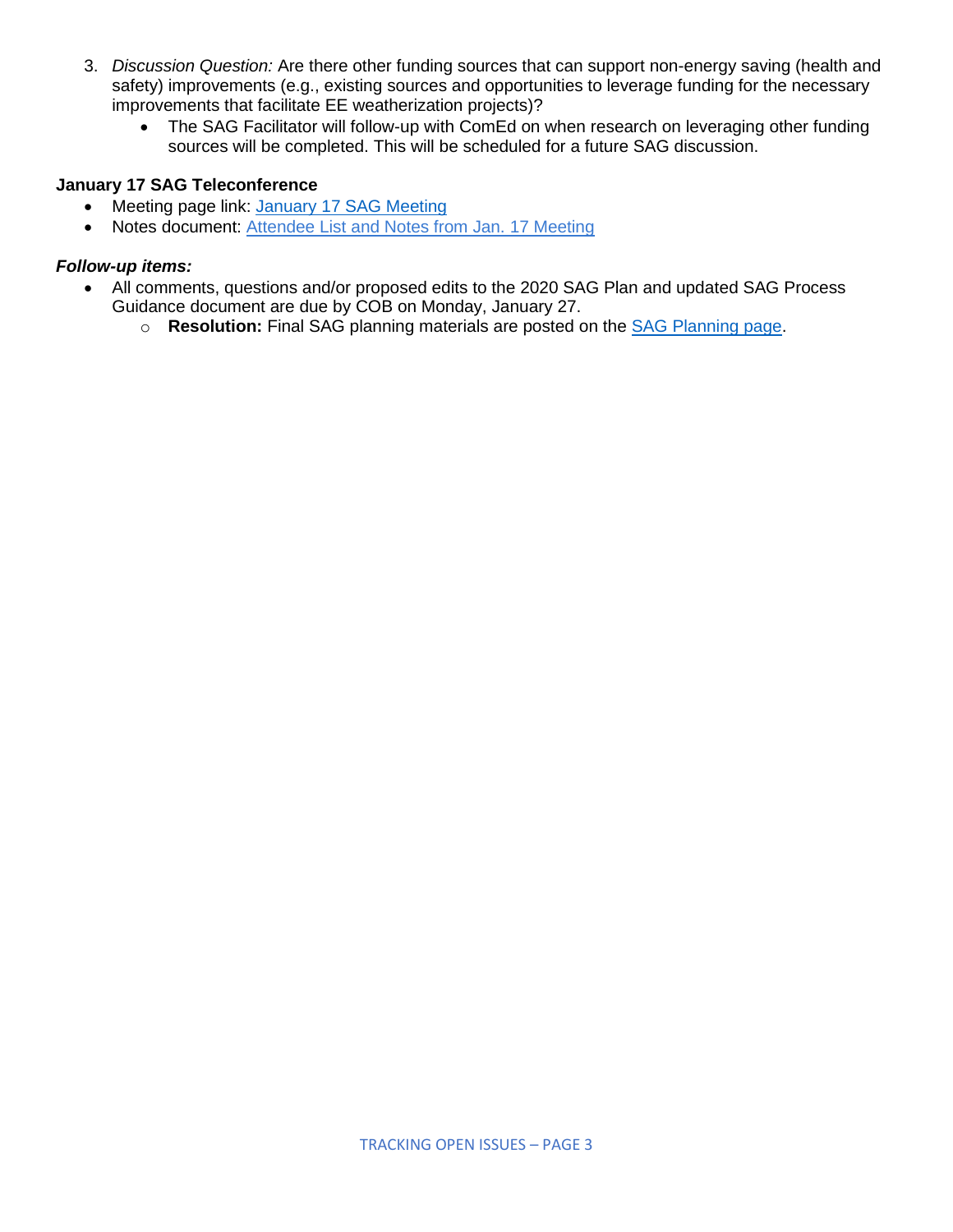3. *Discussion Question:* Are there other funding sources that can support non-energy saving (health and safety) improvements (e.g., existing sources and opportunities to leverage funding for the necessary improvements that facilitate EE weatherization projects)?
    - The SAG Facilitator will follow-up with ComEd on when research on leveraging other funding sources will be completed. This will be scheduled for a future SAG discussion.

**January 17 SAG Teleconference**

- Meeting page link: January 17 SAG Meeting
- Notes document: Attendee List and Notes from Jan. 17 Meeting

***Follow-up items:***

- All comments, questions and/or proposed edits to the 2020 SAG Plan and updated SAG Process Guidance document are due by COB on Monday, January 27.
    - **Resolution:** Final SAG planning materials are posted on the SAG Planning page.